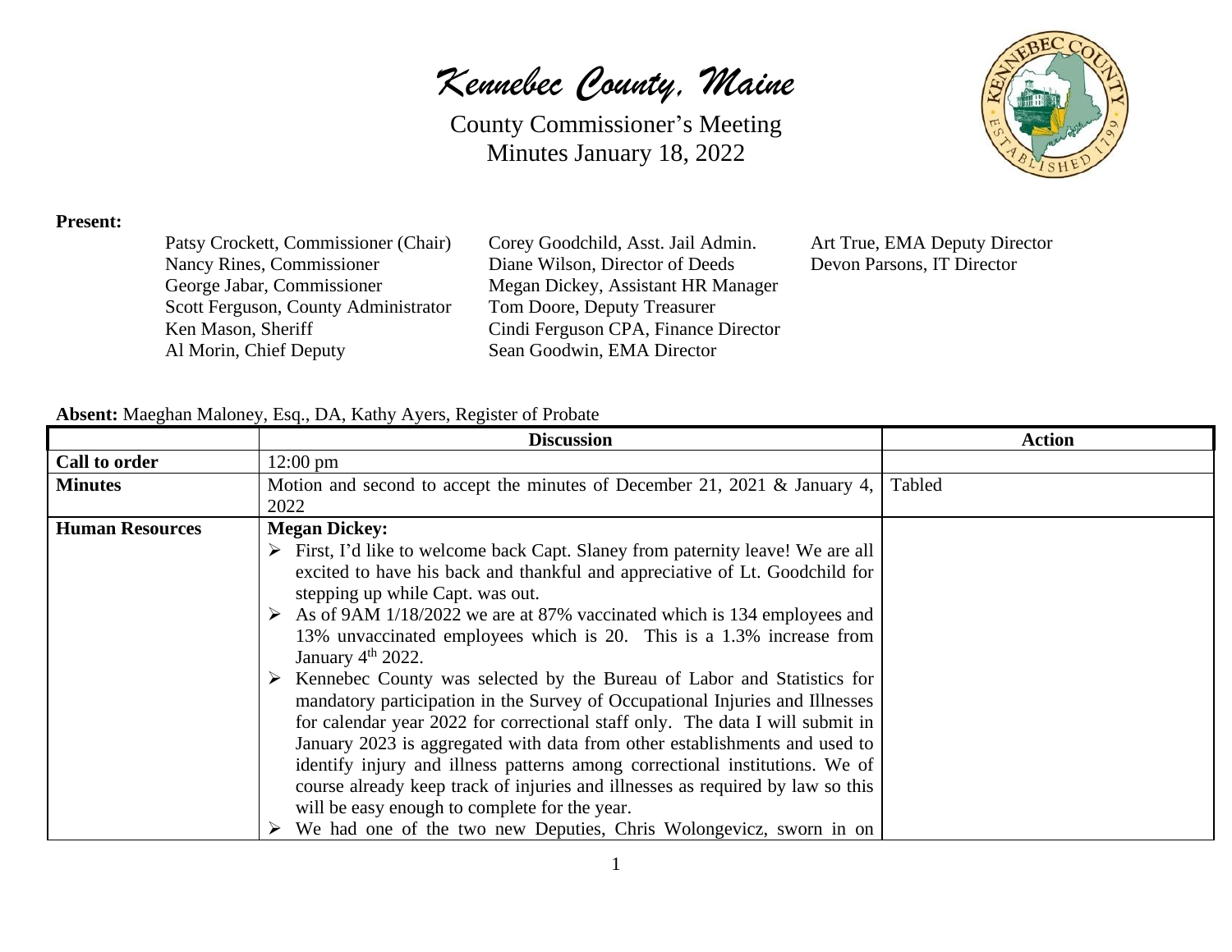# *Kennebec County, Maine*

County Commissioner's Meeting
Minutes January 18, 2022

**Present:**

Patsy Crockett, Commissioner (Chair)
Nancy Rines, Commissioner
George Jabar, Commissioner
Scott Ferguson, County Administrator
Ken Mason, Sheriff
Al Morin, Chief Deputy
Corey Goodchild, Asst. Jail Admin.
Diane Wilson, Director of Deeds
Megan Dickey, Assistant HR Manager
Tom Doore, Deputy Treasurer
Cindi Ferguson CPA, Finance Director
Sean Goodwin, EMA Director
Art True, EMA Deputy Director
Devon Parsons, IT Director

**Absent:** Maeghan Maloney, Esq., DA, Kathy Ayers, Register of Probate

| | Discussion | Action |
|---|---|---|
| **Call to order** | 12:00 pm | |
| **Minutes** | Motion and second to accept the minutes of December 21, 2021 & January 4, 2022 | Tabled |
| **Human Resources** | **Megan Dickey:**<br>➢ First, I'd like to welcome back Capt. Slaney from paternity leave! We are all excited to have his back and thankful and appreciative of Lt. Goodchild for stepping up while Capt. was out.<br>➢ As of 9AM 1/18/2022 we are at 87% vaccinated which is 134 employees and 13% unvaccinated employees which is 20. This is a 1.3% increase from January 4th 2022.<br>➢ Kennebec County was selected by the Bureau of Labor and Statistics for mandatory participation in the Survey of Occupational Injuries and Illnesses for calendar year 2022 for correctional staff only. The data I will submit in January 2023 is aggregated with data from other establishments and used to identify injury and illness patterns among correctional institutions. We of course already keep track of injuries and illnesses as required by law so this will be easy enough to complete for the year.<br>➢ We had one of the two new Deputies, Chris Wolongevicz, sworn in on | |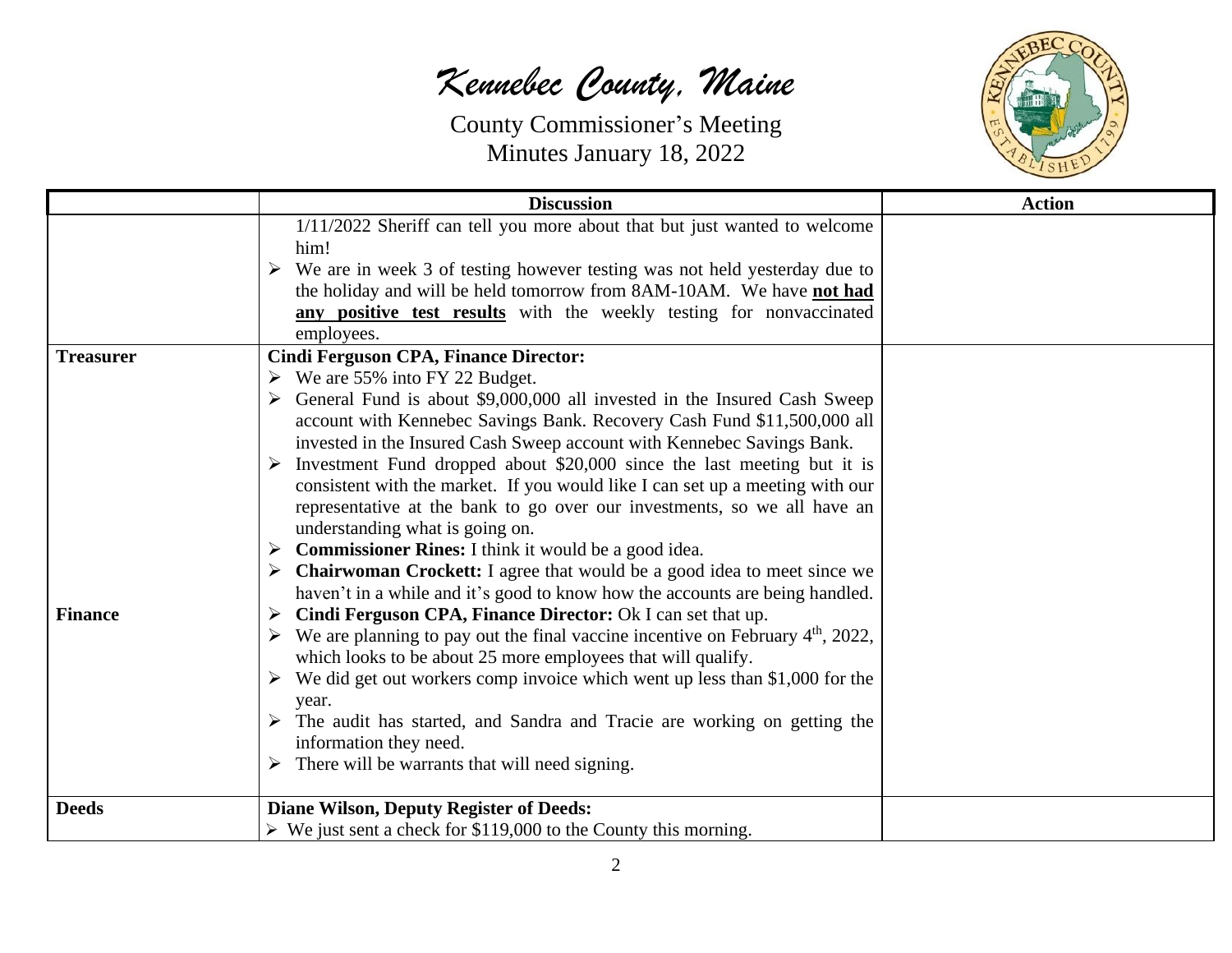# *Kennebec County, Maine*

County Commissioner's Meeting
Minutes January 18, 2022

| | Discussion | Action |
|---|---|---|
| | 1/11/2022 Sheriff can tell you more about that but just wanted to welcome him!<br>➢ We are in week 3 of testing however testing was not held yesterday due to the holiday and will be held tomorrow from 8AM-10AM. We have **not had any positive test results** with the weekly testing for nonvaccinated employees. | |
| **Treasurer**<br><br><br><br><br><br><br><br><br><br><br><br><br>**Finance** | **Cindi Ferguson CPA, Finance Director:**<br>➢ We are 55% into FY 22 Budget.<br>➢ General Fund is about $9,000,000 all invested in the Insured Cash Sweep account with Kennebec Savings Bank. Recovery Cash Fund $11,500,000 all invested in the Insured Cash Sweep account with Kennebec Savings Bank.<br>➢ Investment Fund dropped about $20,000 since the last meeting but it is consistent with the market. If you would like I can set up a meeting with our representative at the bank to go over our investments, so we all have an understanding what is going on.<br>➢ **Commissioner Rines:** I think it would be a good idea.<br>➢ **Chairwoman Crockett:** I agree that would be a good idea to meet since we haven't in a while and it's good to know how the accounts are being handled.<br>➢ **Cindi Ferguson CPA, Finance Director:** Ok I can set that up.<br>➢ We are planning to pay out the final vaccine incentive on February 4th, 2022, which looks to be about 25 more employees that will qualify.<br>➢ We did get out workers comp invoice which went up less than $1,000 for the year.<br>➢ The audit has started, and Sandra and Tracie are working on getting the information they need.<br>➢ There will be warrants that will need signing. | |
| **Deeds** | **Diane Wilson, Deputy Register of Deeds:**<br>➢ We just sent a check for $119,000 to the County this morning. | |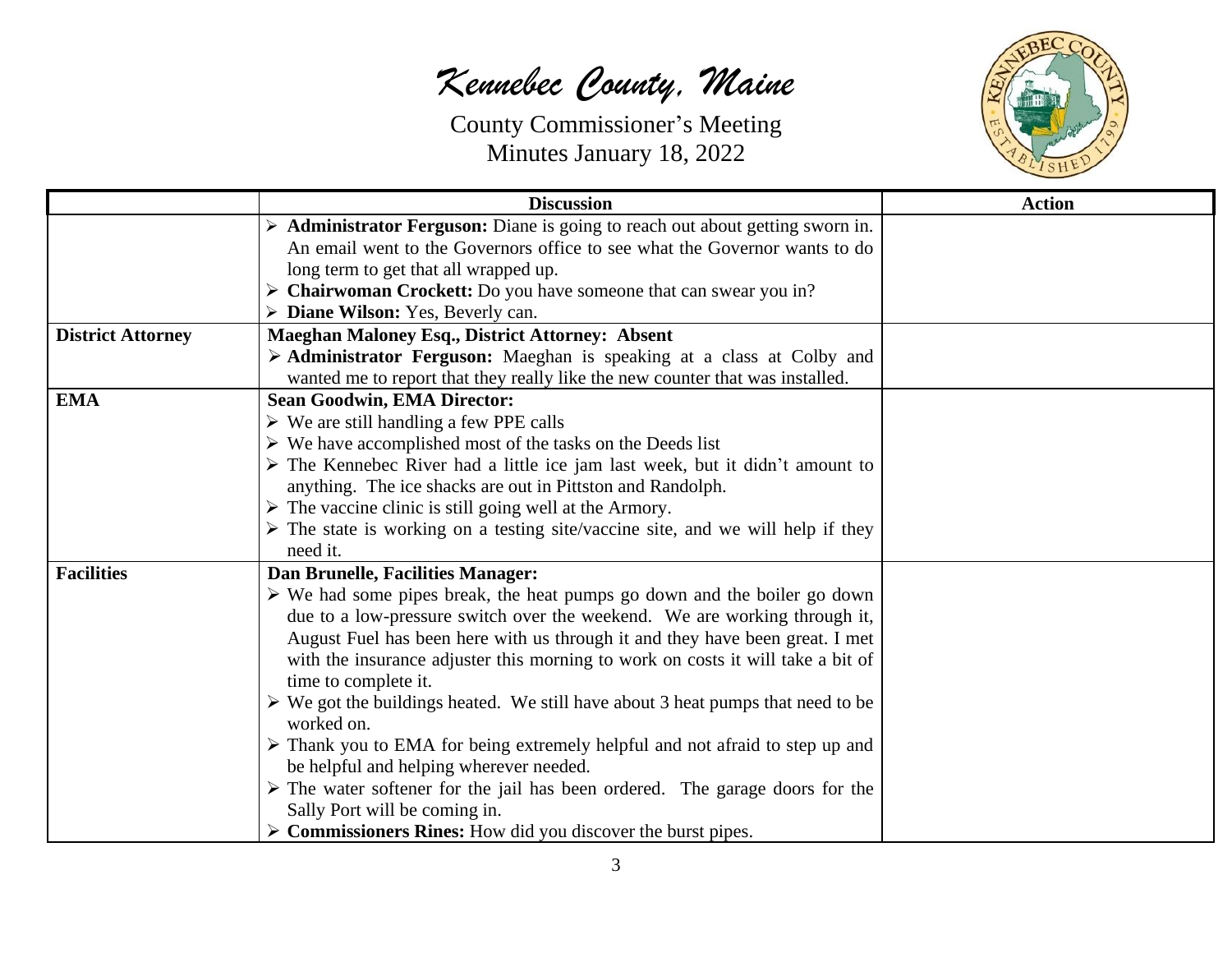*Kennebec County, Maine*

County Commissioner's Meeting
Minutes January 18, 2022

| | Discussion | Action |
|---|---|---|
| | ➢ **Administrator Ferguson:** Diane is going to reach out about getting sworn in. An email went to the Governors office to see what the Governor wants to do long term to get that all wrapped up.<br>➢ **Chairwoman Crockett:** Do you have someone that can swear you in?<br>➢ **Diane Wilson:** Yes, Beverly can. | |
| **District Attorney** | **Maeghan Maloney Esq., District Attorney: Absent**<br>➢ **Administrator Ferguson:** Maeghan is speaking at a class at Colby and wanted me to report that they really like the new counter that was installed. | |
| **EMA** | **Sean Goodwin, EMA Director:**<br>➢ We are still handling a few PPE calls<br>➢ We have accomplished most of the tasks on the Deeds list<br>➢ The Kennebec River had a little ice jam last week, but it didn't amount to anything. The ice shacks are out in Pittston and Randolph.<br>➢ The vaccine clinic is still going well at the Armory.<br>➢ The state is working on a testing site/vaccine site, and we will help if they need it. | |
| **Facilities** | **Dan Brunelle, Facilities Manager:**<br>➢ We had some pipes break, the heat pumps go down and the boiler go down due to a low-pressure switch over the weekend. We are working through it, August Fuel has been here with us through it and they have been great. I met with the insurance adjuster this morning to work on costs it will take a bit of time to complete it.<br>➢ We got the buildings heated. We still have about 3 heat pumps that need to be worked on.<br>➢ Thank you to EMA for being extremely helpful and not afraid to step up and be helpful and helping wherever needed.<br>➢ The water softener for the jail has been ordered. The garage doors for the Sally Port will be coming in.<br>➢ **Commissioners Rines:** How did you discover the burst pipes. | |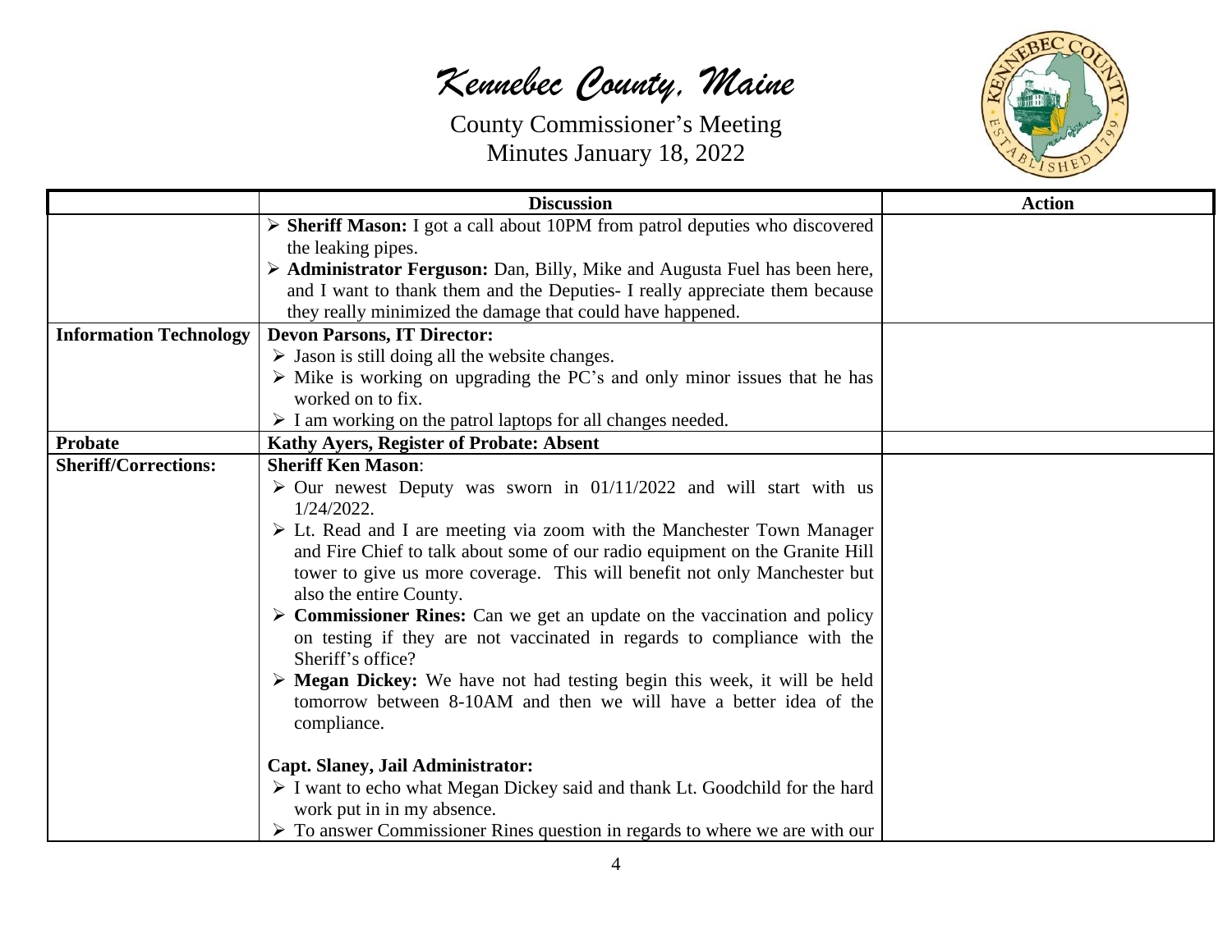| | Discussion | Action |
|---|---|---|
| | ➢ **Sheriff Mason:** I got a call about 10PM from patrol deputies who discovered the leaking pipes.<br>➢ **Administrator Ferguson:** Dan, Billy, Mike and Augusta Fuel has been here, and I want to thank them and the Deputies- I really appreciate them because they really minimized the damage that could have happened. | |
| **Information Technology** | **Devon Parsons, IT Director:**<br>➢ Jason is still doing all the website changes.<br>➢ Mike is working on upgrading the PC's and only minor issues that he has worked on to fix.<br>➢ I am working on the patrol laptops for all changes needed. | |
| **Probate** | **Kathy Ayers, Register of Probate: Absent** | |
| **Sheriff/Corrections:** | **Sheriff Ken Mason**:<br>➢ Our newest Deputy was sworn in 01/11/2022 and will start with us 1/24/2022.<br>➢ Lt. Read and I are meeting via zoom with the Manchester Town Manager and Fire Chief to talk about some of our radio equipment on the Granite Hill tower to give us more coverage. This will benefit not only Manchester but also the entire County.<br>➢ **Commissioner Rines:** Can we get an update on the vaccination and policy on testing if they are not vaccinated in regards to compliance with the Sheriff's office?<br>➢ **Megan Dickey:** We have not had testing begin this week, it will be held tomorrow between 8-10AM and then we will have a better idea of the compliance.<br><br>**Capt. Slaney, Jail Administrator:**<br>➢ I want to echo what Megan Dickey said and thank Lt. Goodchild for the hard work put in in my absence.<br>➢ To answer Commissioner Rines question in regards to where we are with our | |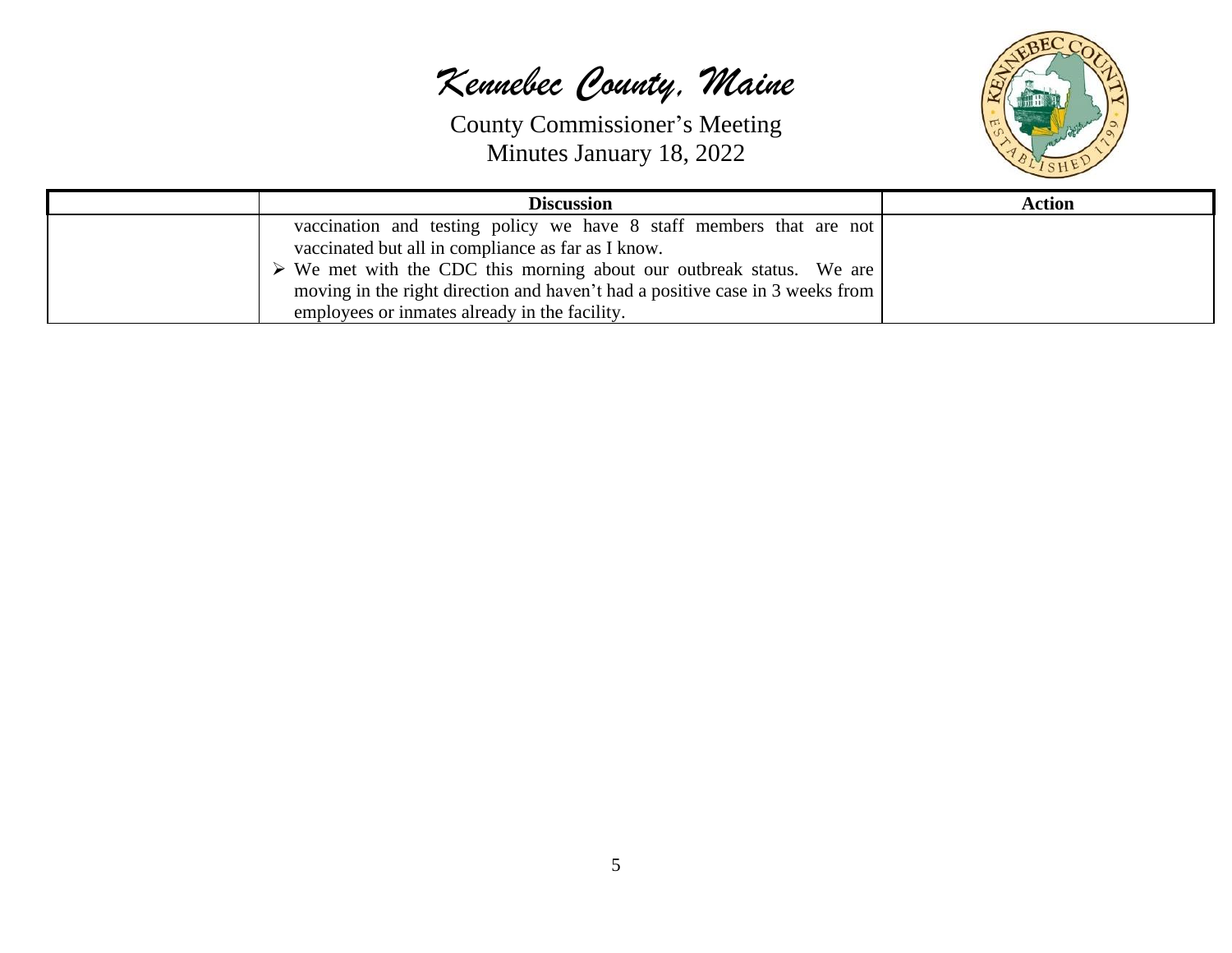| | Discussion | Action |
|---|---|---|
| | vaccination and testing policy we have 8 staff members that are not vaccinated but all in compliance as far as I know.<br>➢ We met with the CDC this morning about our outbreak status. We are moving in the right direction and haven't had a positive case in 3 weeks from employees or inmates already in the facility. | |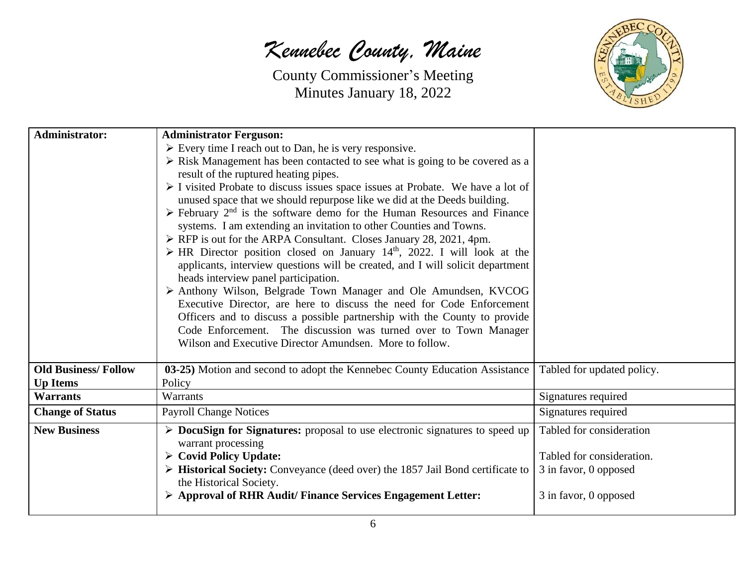| | | |
|---|---|---|
| **Administrator:** | **Administrator Ferguson:**<br>➢ Every time I reach out to Dan, he is very responsive.<br>➢ Risk Management has been contacted to see what is going to be covered as a result of the ruptured heating pipes.<br>➢ I visited Probate to discuss issues space issues at Probate. We have a lot of unused space that we should repurpose like we did at the Deeds building.<br>➢ February 2nd is the software demo for the Human Resources and Finance systems. I am extending an invitation to other Counties and Towns.<br>➢ RFP is out for the ARPA Consultant. Closes January 28, 2021, 4pm.<br>➢ HR Director position closed on January 14th, 2022. I will look at the applicants, interview questions will be created, and I will solicit department heads interview panel participation.<br>➢ Anthony Wilson, Belgrade Town Manager and Ole Amundsen, KVCOG Executive Director, are here to discuss the need for Code Enforcement Officers and to discuss a possible partnership with the County to provide Code Enforcement. The discussion was turned over to Town Manager Wilson and Executive Director Amundsen. More to follow. | |
| **Old Business/ Follow Up Items** | **03-25)** Motion and second to adopt the Kennebec County Education Assistance Policy | Tabled for updated policy. |
| **Warrants** | Warrants | Signatures required |
| **Change of Status** | Payroll Change Notices | Signatures required |
| **New Business** | ➢ **DocuSign for Signatures:** proposal to use electronic signatures to speed up warrant processing<br>➢ **Covid Policy Update:**<br>➢ **Historical Society:** Conveyance (deed over) the 1857 Jail Bond certificate to the Historical Society.<br>➢ **Approval of RHR Audit/ Finance Services Engagement Letter:** | Tabled for consideration<br><br>Tabled for consideration.<br>3 in favor, 0 opposed<br><br>3 in favor, 0 opposed |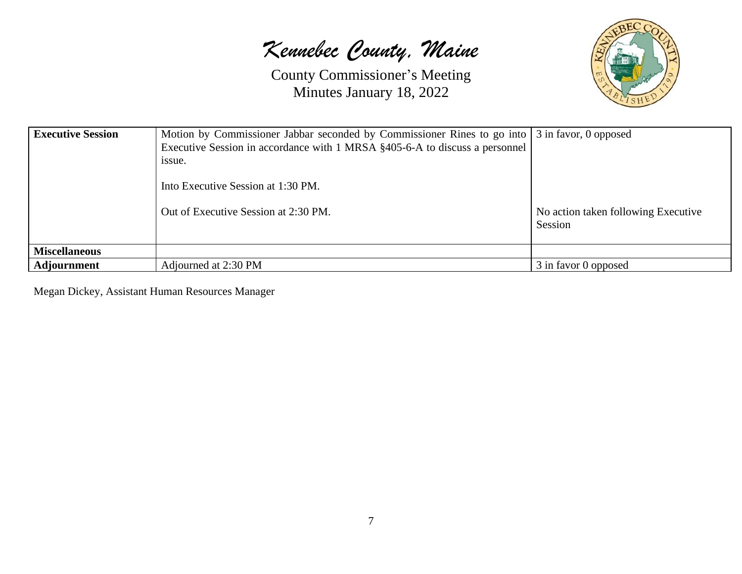# Kennebec County, Maine

County Commissioner's Meeting
Minutes January 18, 2022

| | | |
|---|---|---|
| **Executive Session** | Motion by Commissioner Jabbar seconded by Commissioner Rines to go into Executive Session in accordance with 1 MRSA §405-6-A to discuss a personnel issue.<br><br>Into Executive Session at 1:30 PM.<br><br>Out of Executive Session at 2:30 PM. | 3 in favor, 0 opposed<br><br><br><br>No action taken following Executive Session |
| **Miscellaneous** | | |
| **Adjournment** | Adjourned at 2:30 PM | 3 in favor 0 opposed |

Megan Dickey, Assistant Human Resources Manager